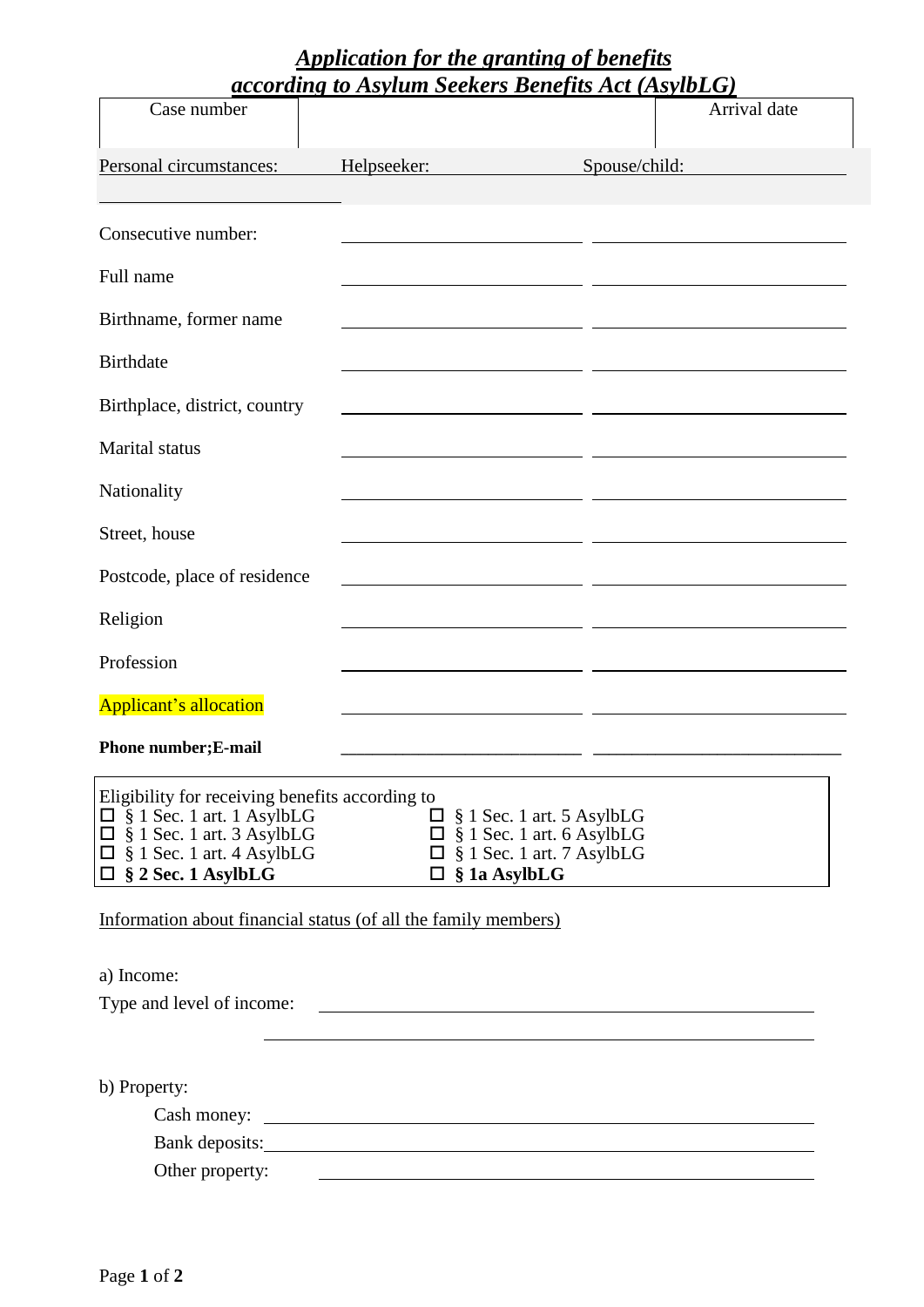# ***Application for the granting of benefits according to Asylum Seekers Benefits Act (AsylbLG)***

| Case number | | Arrival date |
|---|---|---|
| | | |

| Personal circumstances: | Helpseeker: | Spouse/child: |
|---|---|---|
| Consecutive number: | | |
| Full name | | |
| Birthname, former name | | |
| Birthdate | | |
| Birthplace, district, country | | |
| Marital status | | |
| Nationality | | |
| Street, house | | |
| Postcode, place of residence | | |
| Religion | | |
| Profession | | |
| Applicant's allocation | | |
| **Phone number;E-mail** | | |

Eligibility for receiving benefits according to

- ☐ § 1 Sec. 1 art. 1 AsylbLG
- ☐ § 1 Sec. 1 art. 3 AsylbLG
- ☐ § 1 Sec. 1 art. 4 AsylbLG
- ☐ **§ 2 Sec. 1 AsylbLG**
- ☐ § 1 Sec. 1 art. 5 AsylbLG
- ☐ § 1 Sec. 1 art. 6 AsylbLG
- ☐ § 1 Sec. 1 art. 7 AsylbLG
- ☐ **§ 1a AsylbLG**

Information about financial status (of all the family members)

a) Income:

Type and level of income: ______________________________

______________________________

b) Property:

Cash money: ______________________________

Bank deposits: ______________________________

Other property: ______________________________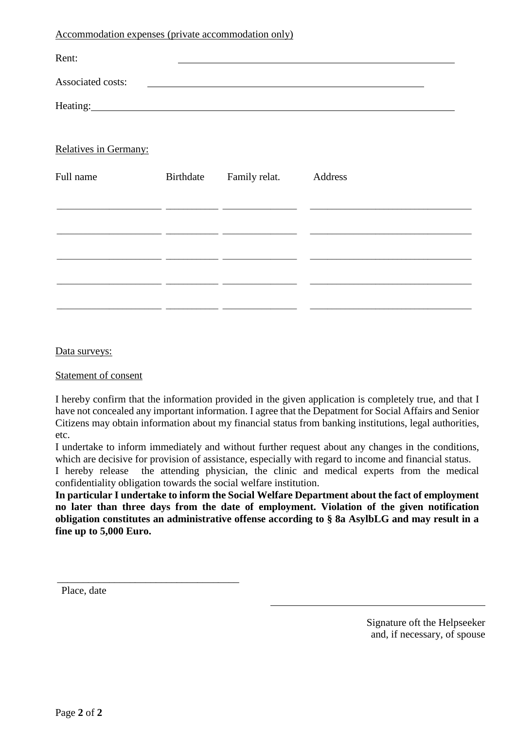Accommodation expenses (private accommodation only)

Rent: ______________________________________________

Associated costs: ______________________________________________

Heating: ______________________________________________

Relatives in Germany:

| Full name | Birthdate | Family relat. | Address |
|---|---|---|---|
| | | | |
| | | | |
| | | | |
| | | | |
| | | | |

Data surveys:

Statement of consent

I hereby confirm that the information provided in the given application is completely true, and that I have not concealed any important information. I agree that the Depatment for Social Affairs and Senior Citizens may obtain information about my financial status from banking institutions, legal authorities, etc.

I undertake to inform immediately and without further request about any changes in the conditions, which are decisive for provision of assistance, especially with regard to income and financial status.

I hereby release the attending physician, the clinic and medical experts from the medical confidentiality obligation towards the social welfare institution.

**In particular I undertake to inform the Social Welfare Department about the fact of employment no later than three days from the date of employment. Violation of the given notification obligation constitutes an administrative offense according to § 8a AsylbLG and may result in a fine up to 5,000 Euro.**

______________________________
Place, date

______________________________
Signature oft the Helpseeker
and, if necessary, of spouse